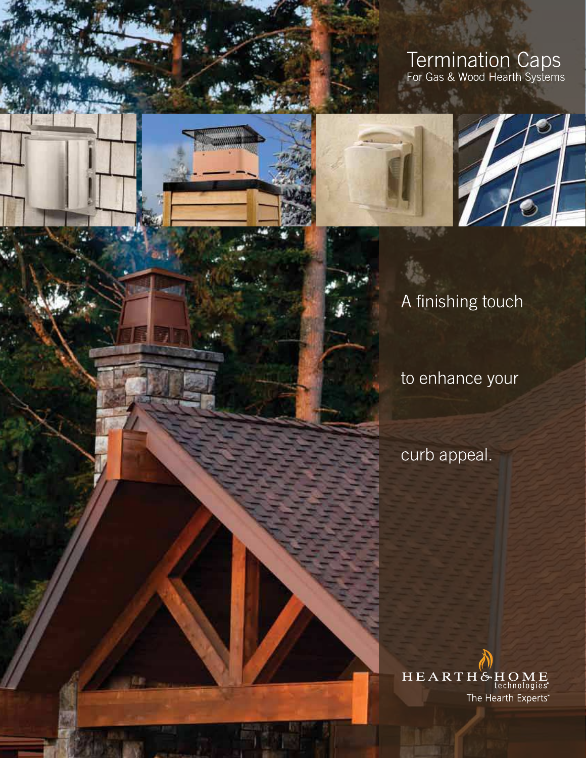# Termination Caps

For Gas & Wood Hearth Systems

A finishing touch

to enhance your

curb appeal.

HEARTH & HOME technologies®

The Hearth Experts®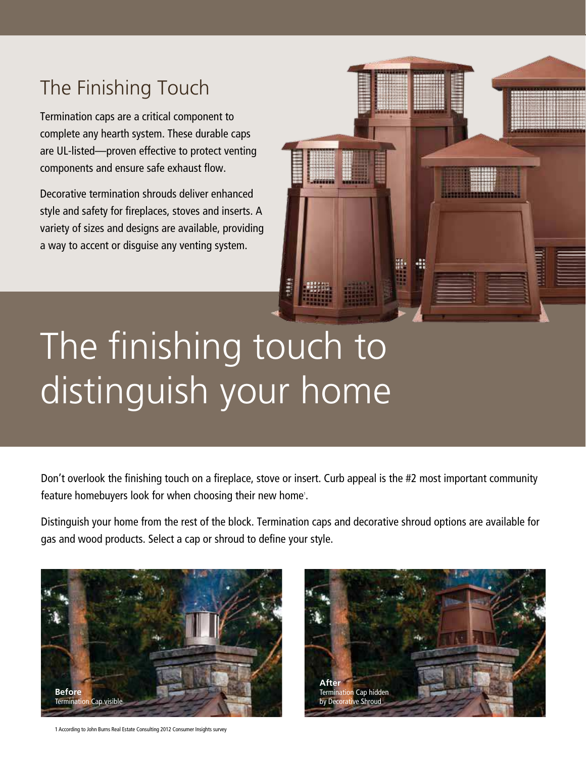## The Finishing Touch

Termination caps are a critical component to complete any hearth system. These durable caps are UL-listed—proven effective to protect venting components and ensure safe exhaust flow.

Decorative termination shrouds deliver enhanced style and safety for fireplaces, stoves and inserts. A variety of sizes and designs are available, providing a way to accent or disguise any venting system.

# The finishing touch to distinguish your home

Don't overlook the finishing touch on a fireplace, stove or insert. Curb appeal is the #2 most important community feature homebuyers look for when choosing their new home[1].

Distinguish your home from the rest of the block. Termination caps and decorative shroud options are available for gas and wood products. Select a cap or shroud to define your style.

**Before**
Termination Cap visible

**After**
Termination Cap hidden by Decorative Shroud

1 According to John Burns Real Estate Consulting 2012 Consumer Insights survey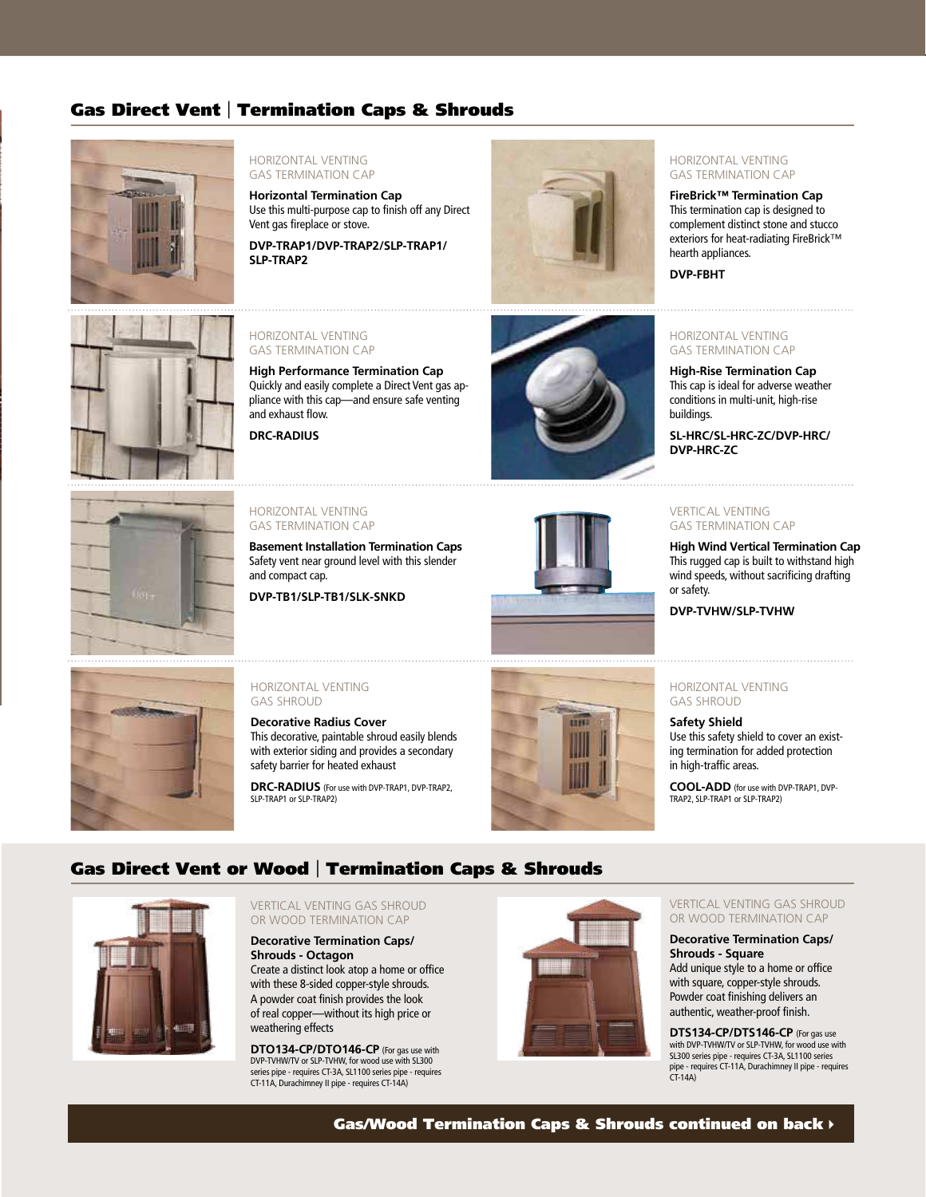## Gas Direct Vent | Termination Caps & Shrouds

HORIZONTAL VENTING
GAS TERMINATION CAP

**Horizontal Termination Cap**
Use this multi-purpose cap to finish off any Direct Vent gas fireplace or stove.

**DVP-TRAP1/DVP-TRAP2/SLP-TRAP1/SLP-TRAP2**

HORIZONTAL VENTING
GAS TERMINATION CAP

**FireBrick™ Termination Cap**
This termination cap is designed to complement distinct stone and stucco exteriors for heat-radiating FireBrick™ hearth appliances.

**DVP-FBHT**

HORIZONTAL VENTING
GAS TERMINATION CAP

**High Performance Termination Cap**
Quickly and easily complete a Direct Vent gas appliance with this cap—and ensure safe venting and exhaust flow.

**DRC-RADIUS**

HORIZONTAL VENTING
GAS TERMINATION CAP

**High-Rise Termination Cap**
This cap is ideal for adverse weather conditions in multi-unit, high-rise buildings.

**SL-HRC/SL-HRC-ZC/DVP-HRC/DVP-HRC-ZC**

HORIZONTAL VENTING
GAS TERMINATION CAP

**Basement Installation Termination Caps**
Safety vent near ground level with this slender and compact cap.

**DVP-TB1/SLP-TB1/SLK-SNKD**

VERTICAL VENTING
GAS TERMINATION CAP

**High Wind Vertical Termination Cap**
This rugged cap is built to withstand high wind speeds, without sacrificing drafting or safety.

**DVP-TVHW/SLP-TVHW**

HORIZONTAL VENTING
GAS SHROUD

**Decorative Radius Cover**
This decorative, paintable shroud easily blends with exterior siding and provides a secondary safety barrier for heated exhaust

**DRC-RADIUS** (For use with DVP-TRAP1, DVP-TRAP2, SLP-TRAP1 or SLP-TRAP2)

HORIZONTAL VENTING
GAS SHROUD

**Safety Shield**
Use this safety shield to cover an existing termination for added protection in high-traffic areas.

**COOL-ADD** (for use with DVP-TRAP1, DVP-TRAP2, SLP-TRAP1 or SLP-TRAP2)

## Gas Direct Vent or Wood | Termination Caps & Shrouds

VERTICAL VENTING GAS SHROUD
OR WOOD TERMINATION CAP

**Decorative Termination Caps/ Shrouds - Octagon**
Create a distinct look atop a home or office with these 8-sided copper-style shrouds. A powder coat finish provides the look of real copper—without its high price or weathering effects

**DTO134-CP/DTO146-CP** (For gas use with DVP-TVHW/TV or SLP-TVHW, for wood use with SL300 series pipe - requires CT-3A, SL1100 series pipe - requires CT-11A, Durachimney II pipe - requires CT-14A)

VERTICAL VENTING GAS SHROUD
OR WOOD TERMINATION CAP

**Decorative Termination Caps/ Shrouds - Square**
Add unique style to a home or office with square, copper-style shrouds. Powder coat finishing delivers an authentic, weather-proof finish.

**DTS134-CP/DTS146-CP** (For gas use with DVP-TVHW/TV or SLP-TVHW, for wood use with SL300 series pipe - requires CT-3A, SL1100 series pipe - requires CT-11A, Durachimney II pipe - requires CT-14A)

**Gas/Wood Termination Caps & Shrouds continued on back ›**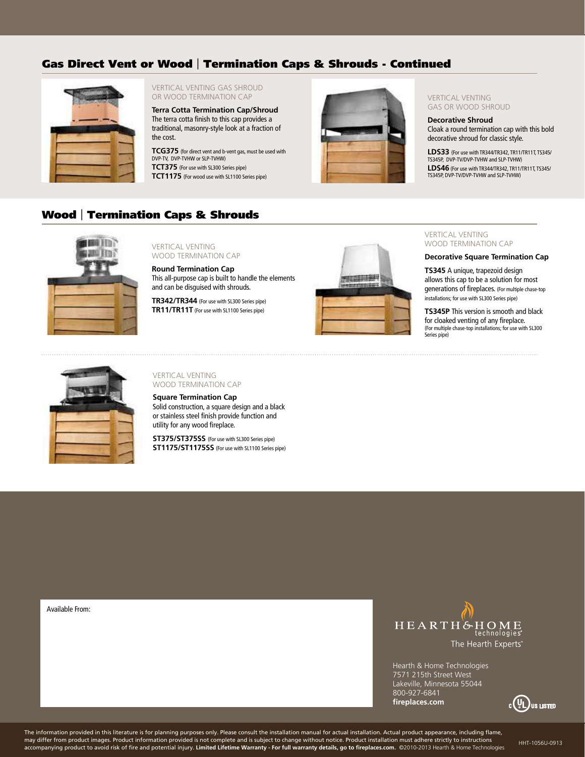## Gas Direct Vent or Wood | Termination Caps & Shrouds - Continued

VERTICAL VENTING GAS SHROUD OR WOOD TERMINATION CAP

**Terra Cotta Termination Cap/Shroud**
The terra cotta finish to this cap provides a traditional, masonry-style look at a fraction of the cost.

**TCG375** (for direct vent and b-vent gas, must be used with DVP-TV, DVP-TVHW or SLP-TVHW)
**TCT375** (For use with SL300 Series pipe)
**TCT1175** (For wood use with SL1100 Series pipe)

VERTICAL VENTING GAS OR WOOD SHROUD

**Decorative Shroud**
Cloak a round termination cap with this bold decorative shroud for classic style.

**LDS33** (For use with TR344/TR342, TR11/TR11T, TS345/TS345P, DVP-TV/DVP-TVHW and SLP-TVHW)
**LDS46** (For use with TR344/TR342, TR11/TR11T, TS345/TS345P, DVP-TV/DVP-TVHW and SLP-TVHW)

## Wood | Termination Caps & Shrouds

VERTICAL VENTING WOOD TERMINATION CAP

**Round Termination Cap**
This all-purpose cap is built to handle the elements and can be disguised with shrouds.

**TR342/TR344** (For use with SL300 Series pipe)
**TR11/TR11T** (For use with SL1100 Series pipe)

VERTICAL VENTING WOOD TERMINATION CAP

**Decorative Square Termination Cap**

**TS345** A unique, trapezoid design allows this cap to be a solution for most generations of fireplaces. (For multiple chase-top installations; for use with SL300 Series pipe)

**TS345P** This version is smooth and black for cloaked venting of any fireplace. (For multiple chase-top installations; for use with SL300 Series pipe)

VERTICAL VENTING WOOD TERMINATION CAP

**Square Termination Cap**
Solid construction, a square design and a black or stainless steel finish provide function and utility for any wood fireplace.

**ST375/ST375SS** (For use with SL300 Series pipe)
**ST1175/ST1175SS** (For use with SL1100 Series pipe)

Available From:

HEARTH & HOME technologies®
The Hearth Experts™

Hearth & Home Technologies
7571 215th Street West
Lakeville, Minnesota 55044
800-927-6841
**fireplaces.com**

c UL US LISTED

The information provided in this literature is for planning purposes only. Please consult the installation manual for actual installation. Actual product appearance, including flame, may differ from product images. Product information provided is not complete and is subject to change without notice. Product installation must adhere strictly to instructions accompanying product to avoid risk of fire and potential injury. **Limited Lifetime Warranty - For full warranty details, go to fireplaces.com.** ©2010-2013 Hearth & Home Technologies

HHT-1056U-0913